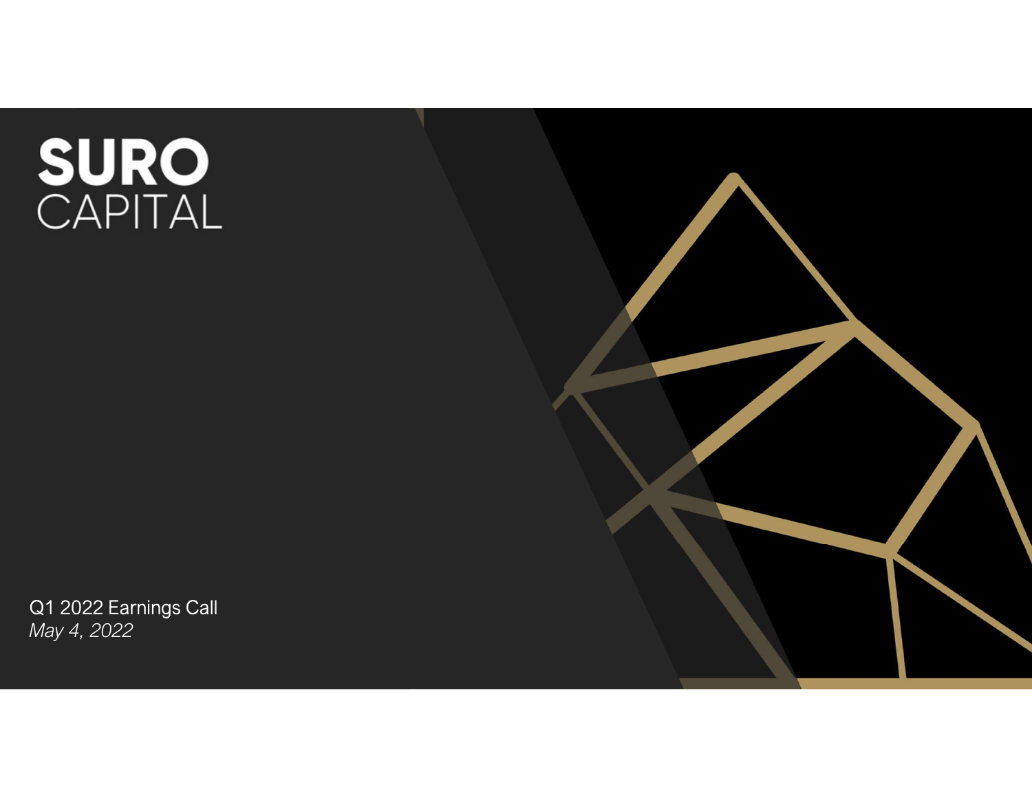# SURO CAPITAL

Q1 2022 Earnings Call

*May 4, 2022*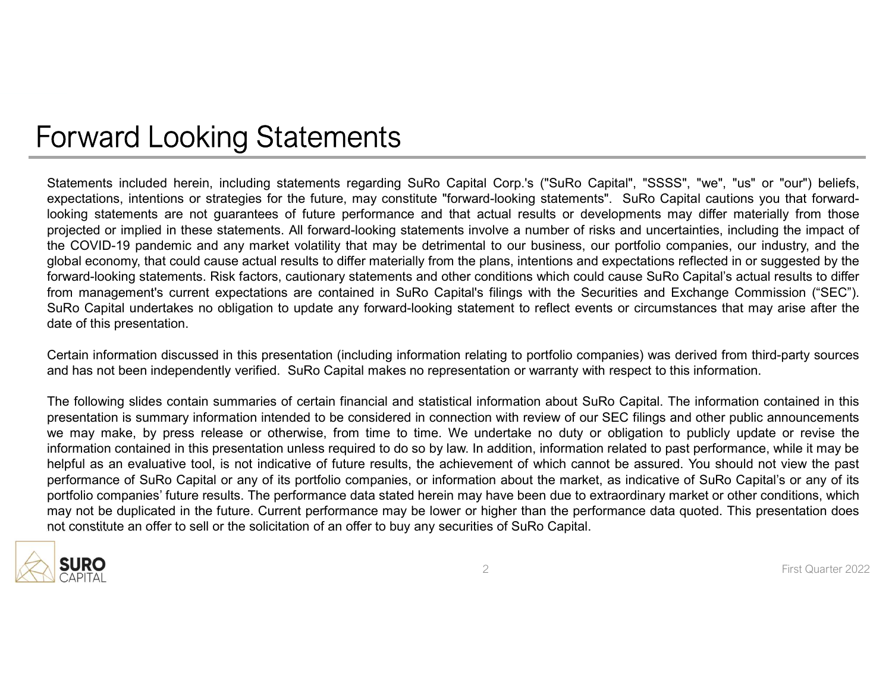# Forward Looking Statements

Statements included herein, including statements regarding SuRo Capital Corp.'s ("SuRo Capital", "SSSS", "we", "us" or "our") beliefs, expectations, intentions or strategies for the future, may constitute "forward-looking statements". SuRo Capital cautions you that forward-looking statements are not guarantees of future performance and that actual results or developments may differ materially from those projected or implied in these statements. All forward-looking statements involve a number of risks and uncertainties, including the impact of the COVID-19 pandemic and any market volatility that may be detrimental to our business, our portfolio companies, our industry, and the global economy, that could cause actual results to differ materially from the plans, intentions and expectations reflected in or suggested by the forward-looking statements. Risk factors, cautionary statements and other conditions which could cause SuRo Capital's actual results to differ from management's current expectations are contained in SuRo Capital's filings with the Securities and Exchange Commission ("SEC"). SuRo Capital undertakes no obligation to update any forward-looking statement to reflect events or circumstances that may arise after the date of this presentation.

Certain information discussed in this presentation (including information relating to portfolio companies) was derived from third-party sources and has not been independently verified. SuRo Capital makes no representation or warranty with respect to this information.

The following slides contain summaries of certain financial and statistical information about SuRo Capital. The information contained in this presentation is summary information intended to be considered in connection with review of our SEC filings and other public announcements we may make, by press release or otherwise, from time to time. We undertake no duty or obligation to publicly update or revise the information contained in this presentation unless required to do so by law. In addition, information related to past performance, while it may be helpful as an evaluative tool, is not indicative of future results, the achievement of which cannot be assured. You should not view the past performance of SuRo Capital or any of its portfolio companies, or information about the market, as indicative of SuRo Capital's or any of its portfolio companies' future results. The performance data stated herein may have been due to extraordinary market or other conditions, which may not be duplicated in the future. Current performance may be lower or higher than the performance data quoted. This presentation does not constitute an offer to sell or the solicitation of an offer to buy any securities of SuRo Capital.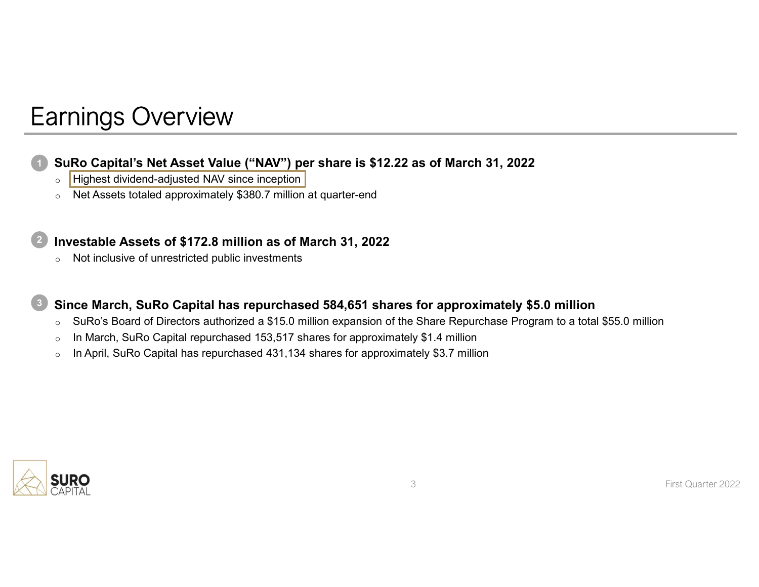# Earnings Overview

1. **SuRo Capital's Net Asset Value ("NAV") per share is $12.22 as of March 31, 2022**
   - Highest dividend-adjusted NAV since inception
   - Net Assets totaled approximately $380.7 million at quarter-end

2. **Investable Assets of $172.8 million as of March 31, 2022**
   - Not inclusive of unrestricted public investments

3. **Since March, SuRo Capital has repurchased 584,651 shares for approximately $5.0 million**
   - SuRo's Board of Directors authorized a $15.0 million expansion of the Share Repurchase Program to a total $55.0 million
   - In March, SuRo Capital repurchased 153,517 shares for approximately $1.4 million
   - In April, SuRo Capital has repurchased 431,134 shares for approximately $3.7 million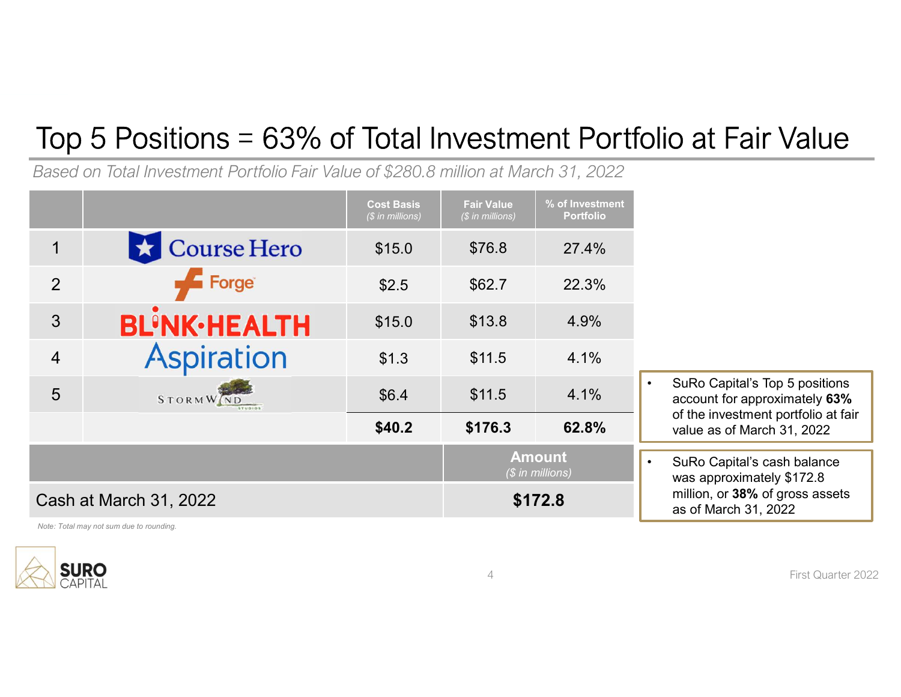# Top 5 Positions = 63% of Total Investment Portfolio at Fair Value

*Based on Total Investment Portfolio Fair Value of $280.8 million at March 31, 2022*

| | | Cost Basis *($ in millions)* | Fair Value *($ in millions)* | % of Investment Portfolio |
|---|---|---|---|---|
| 1 | Course Hero | $15.0 | $76.8 | 27.4% |
| 2 | Forge | $2.5 | $62.7 | 22.3% |
| 3 | BLINK HEALTH | $15.0 | $13.8 | 4.9% |
| 4 | Aspiration | $1.3 | $11.5 | 4.1% |
| 5 | StormWind Studios | $6.4 | $11.5 | 4.1% |
| | | **$40.2** | **$176.3** | **62.8%** |

| | **Amount** *($ in millions)* |
|---|---|
| Cash at March 31, 2022 | **$172.8** |

*Note: Total may not sum due to rounding.*

- SuRo Capital's Top 5 positions account for approximately **63%** of the investment portfolio at fair value as of March 31, 2022

- SuRo Capital's cash balance was approximately $172.8 million, or **38%** of gross assets as of March 31, 2022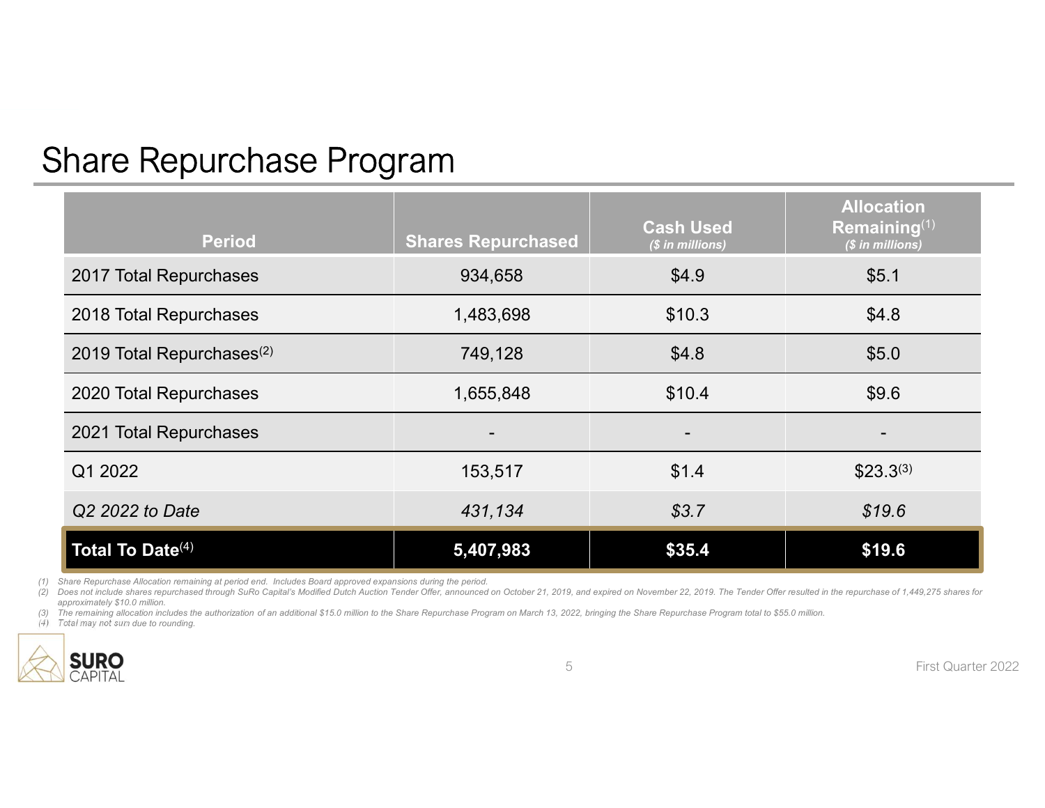# Share Repurchase Program

| Period | Shares Repurchased | Cash Used ($ in millions) | Allocation Remaining[1] ($ in millions) |
|---|---|---|---|
| 2017 Total Repurchases | 934,658 | $4.9 | $5.1 |
| 2018 Total Repurchases | 1,483,698 | $10.3 | $4.8 |
| 2019 Total Repurchases[2] | 749,128 | $4.8 | $5.0 |
| 2020 Total Repurchases | 1,655,848 | $10.4 | $9.6 |
| 2021 Total Repurchases | - | - | - |
| Q1 2022 | 153,517 | $1.4 | $23.3[3] |
| *Q2 2022 to Date* | *431,134* | *$3.7* | *$19.6* |
| **Total To Date[4]** | **5,407,983** | **$35.4** | **$19.6** |

(1) Share Repurchase Allocation remaining at period end. Includes Board approved expansions during the period.

(2) Does not include shares repurchased through SuRo Capital's Modified Dutch Auction Tender Offer, announced on October 21, 2019, and expired on November 22, 2019. The Tender Offer resulted in the repurchase of 1,449,275 shares for approximately $10.0 million.

(3) The remaining allocation includes the authorization of an additional $15.0 million to the Share Repurchase Program on March 13, 2022, bringing the Share Repurchase Program total to $55.0 million.

(4) Total may not sum due to rounding.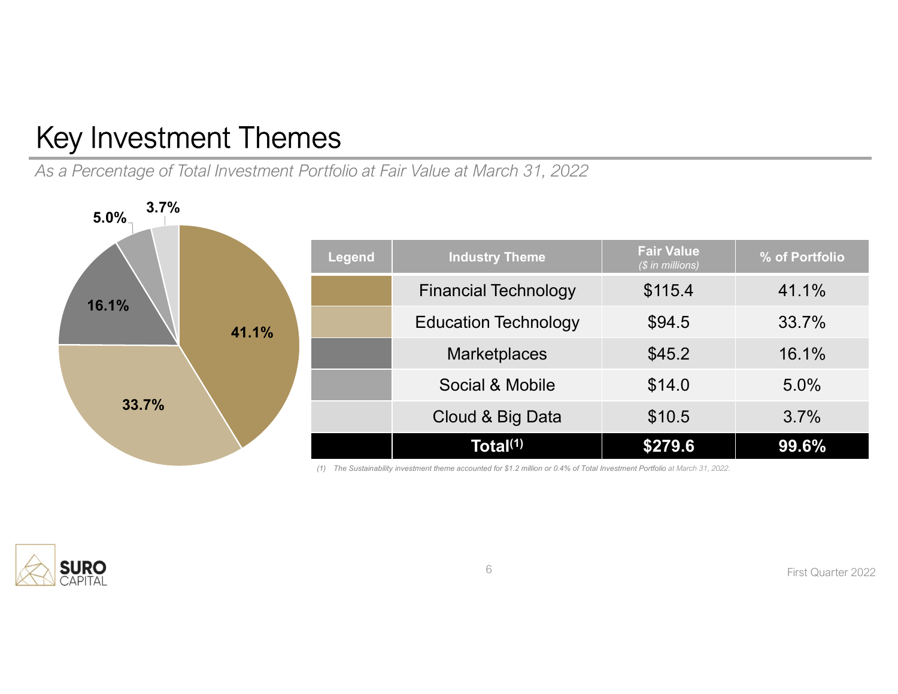# Key Investment Themes

*As a Percentage of Total Investment Portfolio at Fair Value at March 31, 2022*

41.1%
33.7%
16.1%
5.0%
3.7%

| Legend | Industry Theme | Fair Value *($ in millions)* | % of Portfolio |
|---|---|---|---|
| | Financial Technology | $115.4 | 41.1% |
| | Education Technology | $94.5 | 33.7% |
| | Marketplaces | $45.2 | 16.1% |
| | Social & Mobile | $14.0 | 5.0% |
| | Cloud & Big Data | $10.5 | 3.7% |
| | **Total[(1)]** | **$279.6** | **99.6%** |

*(1) The Sustainability investment theme accounted for $1.2 million or 0.4% of Total Investment Portfolio at March 31, 2022.*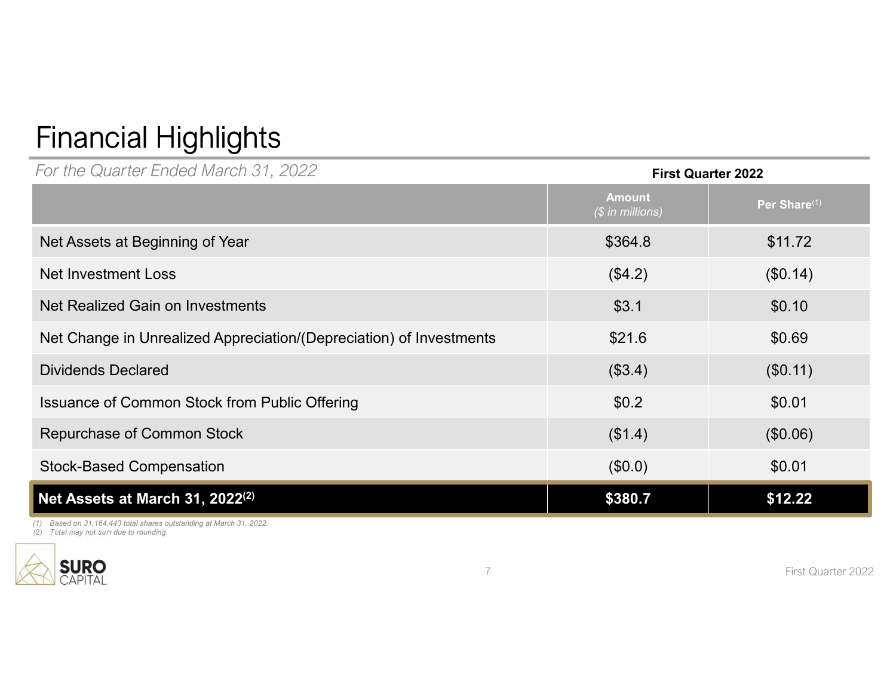# Financial Highlights

*For the Quarter Ended March 31, 2022*

| | First Quarter 2022 | |
|---|---|---|
| | Amount *($ in millions)* | Per Share[(1)] |
| Net Assets at Beginning of Year | $364.8 | $11.72 |
| Net Investment Loss | ($4.2) | ($0.14) |
| Net Realized Gain on Investments | $3.1 | $0.10 |
| Net Change in Unrealized Appreciation/(Depreciation) of Investments | $21.6 | $0.69 |
| Dividends Declared | ($3.4) | ($0.11) |
| Issuance of Common Stock from Public Offering | $0.2 | $0.01 |
| Repurchase of Common Stock | ($1.4) | ($0.06) |
| Stock-Based Compensation | ($0.0) | $0.01 |
| **Net Assets at March 31, 2022[(2)]** | **$380.7** | **$12.22** |

*(1) Based on 31,164,443 total shares outstanding at March 31, 2022.*
*(2) Total may not sum due to rounding.*